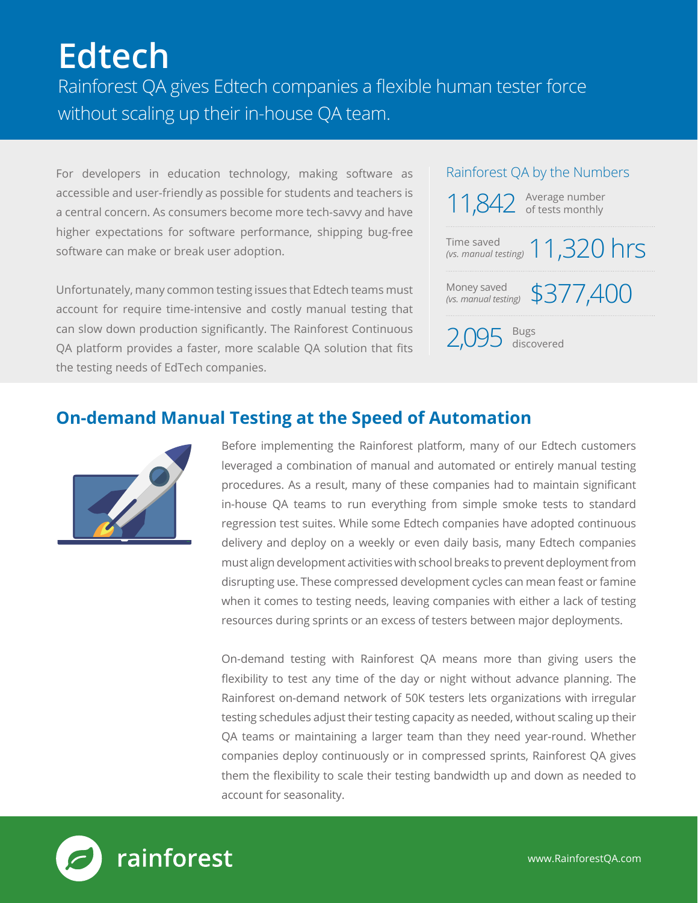# Edtech

Rainforest QA gives Edtech companies a flexible human tester force without scaling up their in-house QA team.

For developers in education technology, making software as accessible and user-friendly as possible for students and teachers is a central concern. As consumers become more tech-savvy and have higher expectations for software performance, shipping bug-free software can make or break user adoption.

Unfortunately, many common testing issues that Edtech teams must account for require time-intensive and costly manual testing that can slow down production significantly. The Rainforest Continuous QA platform provides a faster, more scalable QA solution that fits the testing needs of EdTech companies.

### Rainforest QA by the Numbers

- **11,842** Average number of tests monthly
- Time saved *(vs. manual testing)* **11,320 hrs**
- Money saved *(vs. manual testing)* **$377,400**
- **2,095** Bugs discovered

## On-demand Manual Testing at the Speed of Automation

Before implementing the Rainforest platform, many of our Edtech customers leveraged a combination of manual and automated or entirely manual testing procedures. As a result, many of these companies had to maintain significant in-house QA teams to run everything from simple smoke tests to standard regression test suites. While some Edtech companies have adopted continuous delivery and deploy on a weekly or even daily basis, many Edtech companies must align development activities with school breaks to prevent deployment from disrupting use. These compressed development cycles can mean feast or famine when it comes to testing needs, leaving companies with either a lack of testing resources during sprints or an excess of testers between major deployments.

On-demand testing with Rainforest QA means more than giving users the flexibility to test any time of the day or night without advance planning. The Rainforest on-demand network of 50K testers lets organizations with irregular testing schedules adjust their testing capacity as needed, without scaling up their QA teams or maintaining a larger team than they need year-round. Whether companies deploy continuously or in compressed sprints, Rainforest QA gives them the flexibility to scale their testing bandwidth up and down as needed to account for seasonality.

rainforest

www.RainforestQA.com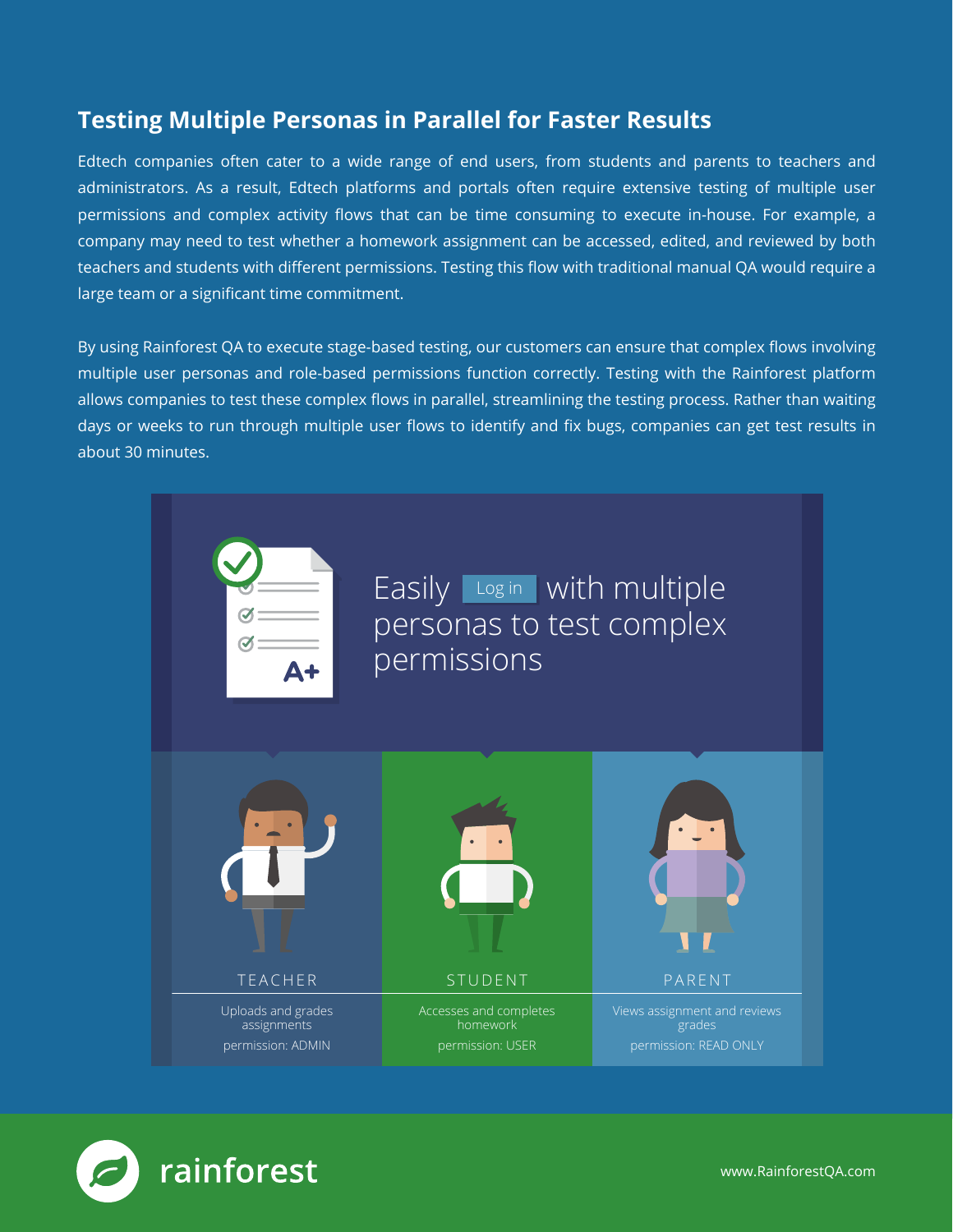## Testing Multiple Personas in Parallel for Faster Results

Edtech companies often cater to a wide range of end users, from students and parents to teachers and administrators. As a result, Edtech platforms and portals often require extensive testing of multiple user permissions and complex activity flows that can be time consuming to execute in-house. For example, a company may need to test whether a homework assignment can be accessed, edited, and reviewed by both teachers and students with different permissions. Testing this flow with traditional manual QA would require a large team or a significant time commitment.

By using Rainforest QA to execute stage-based testing, our customers can ensure that complex flows involving multiple user personas and role-based permissions function correctly. Testing with the Rainforest platform allows companies to test these complex flows in parallel, streamlining the testing process. Rather than waiting days or weeks to run through multiple user flows to identify and fix bugs, companies can get test results in about 30 minutes.

Easily Log in with multiple personas to test complex permissions

| TEACHER | STUDENT | PARENT |
| --- | --- | --- |
| Uploads and grades assignments | Accesses and completes homework | Views assignment and reviews grades |
| permission: ADMIN | permission: USER | permission: READ ONLY |

rainforest

www.RainforestQA.com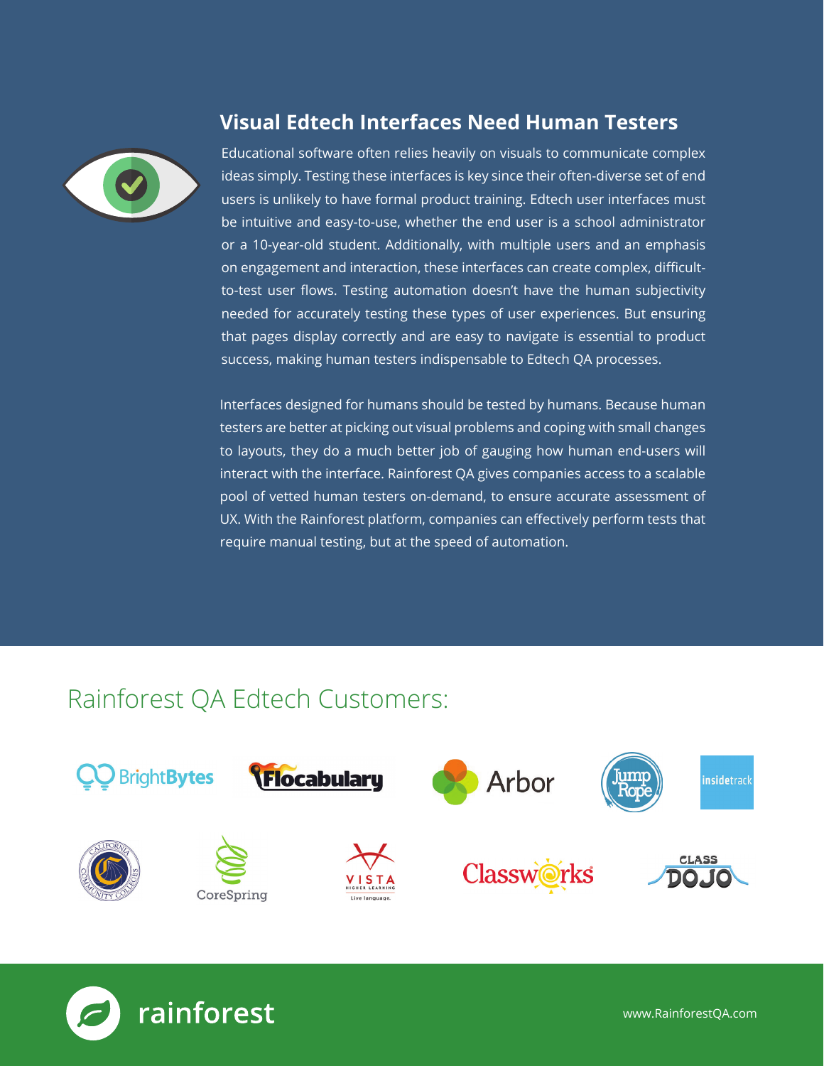## Visual Edtech Interfaces Need Human Testers

Educational software often relies heavily on visuals to communicate complex ideas simply. Testing these interfaces is key since their often-diverse set of end users is unlikely to have formal product training. Edtech user interfaces must be intuitive and easy-to-use, whether the end user is a school administrator or a 10-year-old student. Additionally, with multiple users and an emphasis on engagement and interaction, these interfaces can create complex, difficult-to-test user flows. Testing automation doesn't have the human subjectivity needed for accurately testing these types of user experiences. But ensuring that pages display correctly and are easy to navigate is essential to product success, making human testers indispensable to Edtech QA processes.

Interfaces designed for humans should be tested by humans. Because human testers are better at picking out visual problems and coping with small changes to layouts, they do a much better job of gauging how human end-users will interact with the interface. Rainforest QA gives companies access to a scalable pool of vetted human testers on-demand, to ensure accurate assessment of UX. With the Rainforest platform, companies can effectively perform tests that require manual testing, but at the speed of automation.

## Rainforest QA Edtech Customers:

BrightBytes, Flocabulary, Arbor, Jump Rope, insidetrack, California Community Colleges, CoreSpring, Vista Higher Learning, Classworks, Class Dojo

rainforest

www.RainforestQA.com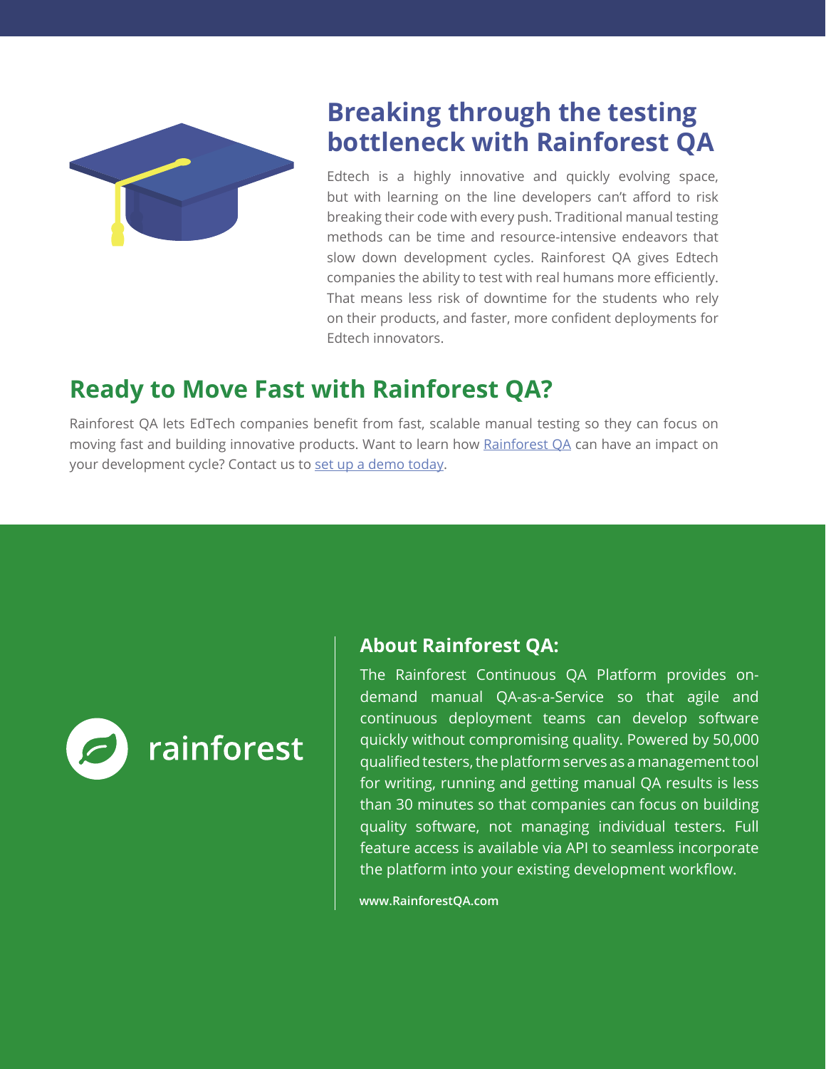## Breaking through the testing bottleneck with Rainforest QA

Edtech is a highly innovative and quickly evolving space, but with learning on the line developers can't afford to risk breaking their code with every push. Traditional manual testing methods can be time and resource-intensive endeavors that slow down development cycles. Rainforest QA gives Edtech companies the ability to test with real humans more efficiently. That means less risk of downtime for the students who rely on their products, and faster, more confident deployments for Edtech innovators.

## Ready to Move Fast with Rainforest QA?

Rainforest QA lets EdTech companies benefit from fast, scalable manual testing so they can focus on moving fast and building innovative products. Want to learn how Rainforest QA can have an impact on your development cycle? Contact us to set up a demo today.

rainforest

### About Rainforest QA:

The Rainforest Continuous QA Platform provides on-demand manual QA-as-a-Service so that agile and continuous deployment teams can develop software quickly without compromising quality. Powered by 50,000 qualified testers, the platform serves as a management tool for writing, running and getting manual QA results is less than 30 minutes so that companies can focus on building quality software, not managing individual testers. Full feature access is available via API to seamless incorporate the platform into your existing development workflow.

**www.RainforestQA.com**